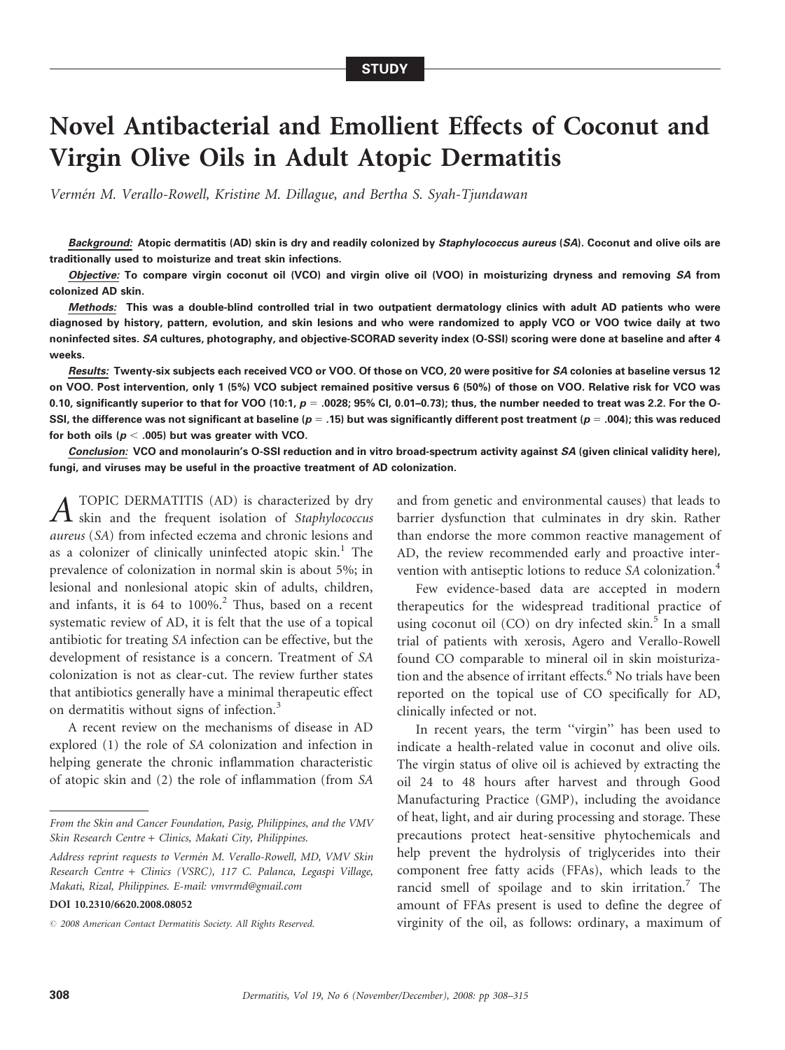STUDY

# Novel Antibacterial and Emollient Effects of Coconut and Virgin Olive Oils in Adult Atopic Dermatitis

*Vermén M. Verallo-Rowell, Kristine M. Dillague, and Bertha S. Syah-Tjundawan*

***Background:*** **Atopic dermatitis (AD) skin is dry and readily colonized by *Staphylococcus aureus* (*SA*). Coconut and olive oils are traditionally used to moisturize and treat skin infections.**

***Objective:*** **To compare virgin coconut oil (VCO) and virgin olive oil (VOO) in moisturizing dryness and removing *SA* from colonized AD skin.**

***Methods:*** **This was a double-blind controlled trial in two outpatient dermatology clinics with adult AD patients who were diagnosed by history, pattern, evolution, and skin lesions and who were randomized to apply VCO or VOO twice daily at two noninfected sites. *SA* cultures, photography, and objective-SCORAD severity index (O-SSI) scoring were done at baseline and after 4 weeks.**

***Results:*** **Twenty-six subjects each received VCO or VOO. Of those on VCO, 20 were positive for *SA* colonies at baseline versus 12 on VOO. Post intervention, only 1 (5%) VCO subject remained positive versus 6 (50%) of those on VOO. Relative risk for VCO was 0.10, significantly superior to that for VOO (10:1, $p = .0028$; 95% CI, 0.01–0.73); thus, the number needed to treat was 2.2. For the O-SSI, the difference was not significant at baseline ($p = .15$) but was significantly different post treatment ($p = .004$); this was reduced for both oils ($p < .005$) but was greater with VCO.**

***Conclusion:*** **VCO and monolaurin's O-SSI reduction and in vitro broad-spectrum activity against *SA* (given clinical validity here), fungi, and viruses may be useful in the proactive treatment of AD colonization.**

ATOPIC DERMATITIS (AD) is characterized by dry skin and the frequent isolation of *Staphylococcus aureus* (*SA*) from infected eczema and chronic lesions and as a colonizer of clinically uninfected atopic skin.[1] The prevalence of colonization in normal skin is about 5%; in lesional and nonlesional atopic skin of adults, children, and infants, it is 64 to 100%.[2] Thus, based on a recent systematic review of AD, it is felt that the use of a topical antibiotic for treating *SA* infection can be effective, but the development of resistance is a concern. Treatment of *SA* colonization is not as clear-cut. The review further states that antibiotics generally have a minimal therapeutic effect on dermatitis without signs of infection.[3]

A recent review on the mechanisms of disease in AD explored (1) the role of *SA* colonization and infection in helping generate the chronic inflammation characteristic of atopic skin and (2) the role of inflammation (from *SA* and from genetic and environmental causes) that leads to barrier dysfunction that culminates in dry skin. Rather than endorse the more common reactive management of AD, the review recommended early and proactive intervention with antiseptic lotions to reduce *SA* colonization.[4]

Few evidence-based data are accepted in modern therapeutics for the widespread traditional practice of using coconut oil (CO) on dry infected skin.[5] In a small trial of patients with xerosis, Agero and Verallo-Rowell found CO comparable to mineral oil in skin moisturization and the absence of irritant effects.[6] No trials have been reported on the topical use of CO specifically for AD, clinically infected or not.

In recent years, the term ''virgin'' has been used to indicate a health-related value in coconut and olive oils. The virgin status of olive oil is achieved by extracting the oil 24 to 48 hours after harvest and through Good Manufacturing Practice (GMP), including the avoidance of heat, light, and air during processing and storage. These precautions protect heat-sensitive phytochemicals and help prevent the hydrolysis of triglycerides into their component free fatty acids (FFAs), which leads to the rancid smell of spoilage and to skin irritation.[7] The amount of FFAs present is used to define the degree of virginity of the oil, as follows: ordinary, a maximum of

From the Skin and Cancer Foundation, Pasig, Philippines, and the VMV Skin Research Centre + Clinics, Makati City, Philippines.

Address reprint requests to Vermén M. Verallo-Rowell, MD, VMV Skin Research Centre + Clinics (VSRC), 117 C. Palanca, Legaspi Village, Makati, Rizal, Philippines. E-mail: vmvrmd@gmail.com

DOI 10.2310/6620.2008.08052

© 2008 American Contact Dermatitis Society. All Rights Reserved.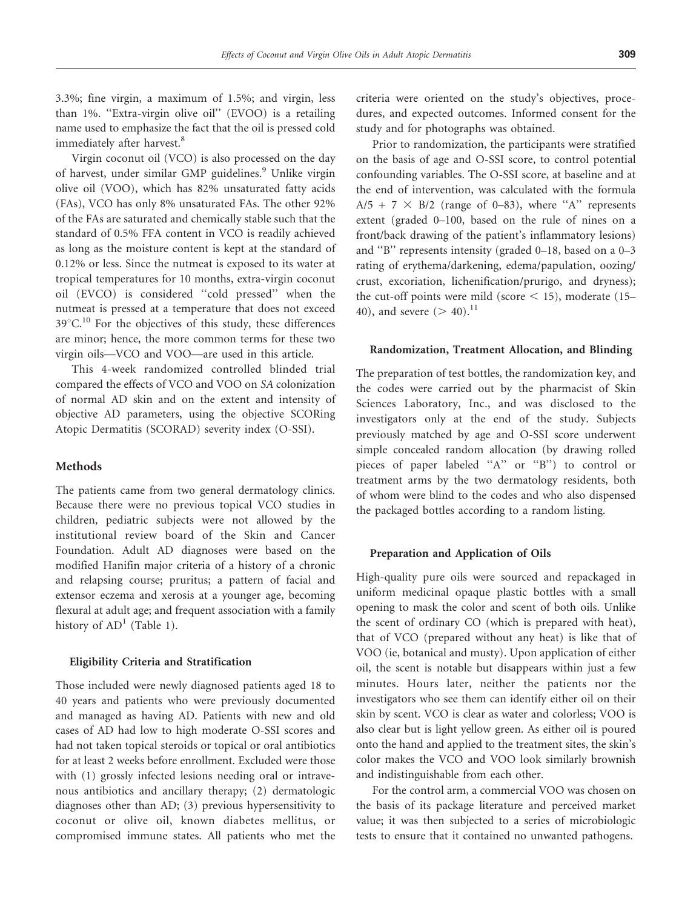3.3%; fine virgin, a maximum of 1.5%; and virgin, less than 1%. "Extra-virgin olive oil" (EVOO) is a retailing name used to emphasize the fact that the oil is pressed cold immediately after harvest.[8]

Virgin coconut oil (VCO) is also processed on the day of harvest, under similar GMP guidelines.[9] Unlike virgin olive oil (VOO), which has 82% unsaturated fatty acids (FAs), VCO has only 8% unsaturated FAs. The other 92% of the FAs are saturated and chemically stable such that the standard of 0.5% FFA content in VCO is readily achieved as long as the moisture content is kept at the standard of 0.12% or less. Since the nutmeat is exposed to its water at tropical temperatures for 10 months, extra-virgin coconut oil (EVCO) is considered "cold pressed" when the nutmeat is pressed at a temperature that does not exceed 39°C.[10] For the objectives of this study, these differences are minor; hence, the more common terms for these two virgin oils—VCO and VOO—are used in this article.

This 4-week randomized controlled blinded trial compared the effects of VCO and VOO on *SA* colonization of normal AD skin and on the extent and intensity of objective AD parameters, using the objective SCORing Atopic Dermatitis (SCORAD) severity index (O-SSI).

## Methods

The patients came from two general dermatology clinics. Because there were no previous topical VCO studies in children, pediatric subjects were not allowed by the institutional review board of the Skin and Cancer Foundation. Adult AD diagnoses were based on the modified Hanifin major criteria of a history of a chronic and relapsing course; pruritus; a pattern of facial and extensor eczema and xerosis at a younger age, becoming flexural at adult age; and frequent association with a family history of AD[1] (Table 1).

### Eligibility Criteria and Stratification

Those included were newly diagnosed patients aged 18 to 40 years and patients who were previously documented and managed as having AD. Patients with new and old cases of AD had low to high moderate O-SSI scores and had not taken topical steroids or topical or oral antibiotics for at least 2 weeks before enrollment. Excluded were those with (1) grossly infected lesions needing oral or intravenous antibiotics and ancillary therapy; (2) dermatologic diagnoses other than AD; (3) previous hypersensitivity to coconut or olive oil, known diabetes mellitus, or compromised immune states. All patients who met the criteria were oriented on the study's objectives, procedures, and expected outcomes. Informed consent for the study and for photographs was obtained.

Prior to randomization, the participants were stratified on the basis of age and O-SSI score, to control potential confounding variables. The O-SSI score, at baseline and at the end of intervention, was calculated with the formula $A/5 + 7 \times B/2$ (range of 0–83), where "A" represents extent (graded 0–100, based on the rule of nines on a front/back drawing of the patient's inflammatory lesions) and "B" represents intensity (graded 0–18, based on a 0–3 rating of erythema/darkening, edema/papulation, oozing/crust, excoriation, lichenification/prurigo, and dryness); the cut-off points were mild (score $< 15$), moderate (15–40), and severe ($> 40$).[11]

### Randomization, Treatment Allocation, and Blinding

The preparation of test bottles, the randomization key, and the codes were carried out by the pharmacist of Skin Sciences Laboratory, Inc., and was disclosed to the investigators only at the end of the study. Subjects previously matched by age and O-SSI score underwent simple concealed random allocation (by drawing rolled pieces of paper labeled "A" or "B") to control or treatment arms by the two dermatology residents, both of whom were blind to the codes and who also dispensed the packaged bottles according to a random listing.

### Preparation and Application of Oils

High-quality pure oils were sourced and repackaged in uniform medicinal opaque plastic bottles with a small opening to mask the color and scent of both oils. Unlike the scent of ordinary CO (which is prepared with heat), that of VCO (prepared without any heat) is like that of VOO (ie, botanical and musty). Upon application of either oil, the scent is notable but disappears within just a few minutes. Hours later, neither the patients nor the investigators who see them can identify either oil on their skin by scent. VCO is clear as water and colorless; VOO is also clear but is light yellow green. As either oil is poured onto the hand and applied to the treatment sites, the skin's color makes the VCO and VOO look similarly brownish and indistinguishable from each other.

For the control arm, a commercial VOO was chosen on the basis of its package literature and perceived market value; it was then subjected to a series of microbiologic tests to ensure that it contained no unwanted pathogens.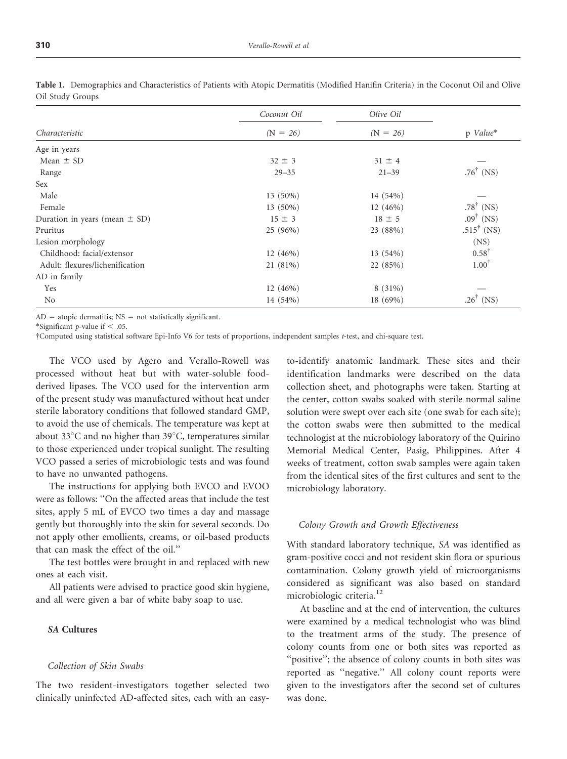**Table 1.** Demographics and Characteristics of Patients with Atopic Dermatitis (Modified Hanifin Criteria) in the Coconut Oil and Olive Oil Study Groups

| Characteristic | Coconut Oil (N = 26) | Olive Oil (N = 26) | p *Value** |
|---|---|---|---|
| Age in years | | | |
| Mean ± SD | 32 ± 3 | 31 ± 4 | — |
| Range | 29–35 | 21–39 | .76† (NS) |
| Sex | | | |
| Male | 13 (50%) | 14 (54%) | — |
| Female | 13 (50%) | 12 (46%) | .78† (NS) |
| Duration in years (mean ± SD) | 15 ± 3 | 18 ± 5 | .09† (NS) |
| Pruritus | 25 (96%) | 23 (88%) | .515† (NS) |
| Lesion morphology | | | (NS) |
| Childhood: facial/extensor | 12 (46%) | 13 (54%) | 0.58† |
| Adult: flexures/lichenification | 21 (81%) | 22 (85%) | 1.00† |
| AD in family | | | |
| Yes | 12 (46%) | 8 (31%) | — |
| No | 14 (54%) | 18 (69%) | .26† (NS) |

AD = atopic dermatitis; NS = not statistically significant.

*Significant *p*-value if < .05.

†Computed using statistical software Epi-Info V6 for tests of proportions, independent samples *t*-test, and chi-square test.

The VCO used by Agero and Verallo-Rowell was processed without heat but with water-soluble food-derived lipases. The VCO used for the intervention arm of the present study was manufactured without heat under sterile laboratory conditions that followed standard GMP, to avoid the use of chemicals. The temperature was kept at about 33°C and no higher than 39°C, temperatures similar to those experienced under tropical sunlight. The resulting VCO passed a series of microbiologic tests and was found to have no unwanted pathogens.

The instructions for applying both EVCO and EVOO were as follows: "On the affected areas that include the test sites, apply 5 mL of EVCO two times a day and massage gently but thoroughly into the skin for several seconds. Do not apply other emollients, creams, or oil-based products that can mask the effect of the oil."

The test bottles were brought in and replaced with new ones at each visit.

All patients were advised to practice good skin hygiene, and all were given a bar of white baby soap to use.

### *SA* Cultures

#### *Collection of Skin Swabs*

The two resident-investigators together selected two clinically uninfected AD-affected sites, each with an easy-to-identify anatomic landmark. These sites and their identification landmarks were described on the data collection sheet, and photographs were taken. Starting at the center, cotton swabs soaked with sterile normal saline solution were swept over each site (one swab for each site); the cotton swabs were then submitted to the medical technologist at the microbiology laboratory of the Quirino Memorial Medical Center, Pasig, Philippines. After 4 weeks of treatment, cotton swab samples were again taken from the identical sites of the first cultures and sent to the microbiology laboratory.

#### *Colony Growth and Growth Effectiveness*

With standard laboratory technique, *SA* was identified as gram-positive cocci and not resident skin flora or spurious contamination. Colony growth yield of microorganisms considered as significant was also based on standard microbiologic criteria.[12]

At baseline and at the end of intervention, the cultures were examined by a medical technologist who was blind to the treatment arms of the study. The presence of colony counts from one or both sites was reported as "positive"; the absence of colony counts in both sites was reported as "negative." All colony count reports were given to the investigators after the second set of cultures was done.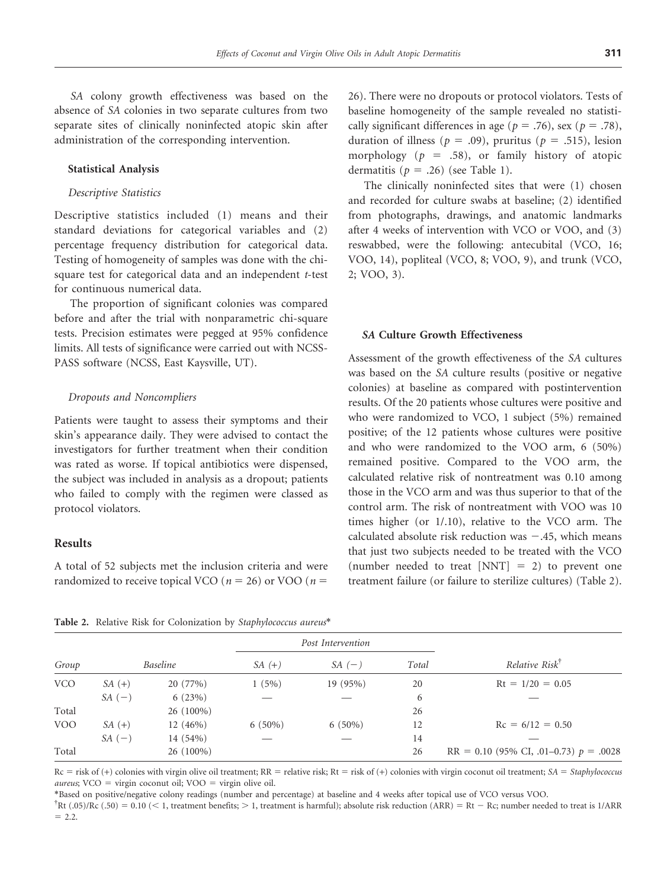*SA* colony growth effectiveness was based on the absence of *SA* colonies in two separate cultures from two separate sites of clinically noninfected atopic skin after administration of the corresponding intervention.

### Statistical Analysis

#### *Descriptive Statistics*

Descriptive statistics included (1) means and their standard deviations for categorical variables and (2) percentage frequency distribution for categorical data. Testing of homogeneity of samples was done with the chi-square test for categorical data and an independent *t*-test for continuous numerical data.

The proportion of significant colonies was compared before and after the trial with nonparametric chi-square tests. Precision estimates were pegged at 95% confidence limits. All tests of significance were carried out with NCSS-PASS software (NCSS, East Kaysville, UT).

#### *Dropouts and Noncompliers*

Patients were taught to assess their symptoms and their skin's appearance daily. They were advised to contact the investigators for further treatment when their condition was rated as worse. If topical antibiotics were dispensed, the subject was included in analysis as a dropout; patients who failed to comply with the regimen were classed as protocol violators.

## Results

A total of 52 subjects met the inclusion criteria and were randomized to receive topical VCO ($n = 26$) or VOO ($n = 26$). There were no dropouts or protocol violators. Tests of baseline homogeneity of the sample revealed no statistically significant differences in age ($p = .76$), sex ($p = .78$), duration of illness ($p = .09$), pruritus ($p = .515$), lesion morphology ($p = .58$), or family history of atopic dermatitis ($p = .26$) (see Table 1).

The clinically noninfected sites that were (1) chosen and recorded for culture swabs at baseline; (2) identified from photographs, drawings, and anatomic landmarks after 4 weeks of intervention with VCO or VOO, and (3) reswabbed, were the following: antecubital (VCO, 16; VOO, 14), popliteal (VCO, 8; VOO, 9), and trunk (VCO, 2; VOO, 3).

### *SA* Culture Growth Effectiveness

Assessment of the growth effectiveness of the *SA* cultures was based on the *SA* culture results (positive or negative colonies) at baseline as compared with postintervention results. Of the 20 patients whose cultures were positive and who were randomized to VCO, 1 subject (5%) remained positive; of the 12 patients whose cultures were positive and who were randomized to the VOO arm, 6 (50%) remained positive. Compared to the VOO arm, the calculated relative risk of nontreatment was 0.10 among those in the VCO arm and was thus superior to that of the control arm. The risk of nontreatment with VOO was 10 times higher (or 1/.10), relative to the VCO arm. The calculated absolute risk reduction was −.45, which means that just two subjects needed to be treated with the VCO (number needed to treat [NNT] = 2) to prevent one treatment failure (or failure to sterilize cultures) (Table 2).

**Table 2.** Relative Risk for Colonization by *Staphylococcus aureus**

| Group | Baseline | | Post Intervention | | | Relative Risk[†] |
|---|---|---|---|---|---|---|
| | | | *SA* (+) | *SA* (−) | Total | |
| VCO | *SA* (+) | 20 (77%) | 1 (5%) | 19 (95%) | 20 | Rt = 1/20 = 0.05 |
| | *SA* (−) | 6 (23%) | — | — | 6 | — |
| Total | | 26 (100%) | | | 26 | |
| VOO | *SA* (+) | 12 (46%) | 6 (50%) | 6 (50%) | 12 | Rc = 6/12 = 0.50 |
| | *SA* (−) | 14 (54%) | — | — | 14 | — |
| Total | | 26 (100%) | | | 26 | RR = 0.10 (95% CI, .01–0.73) $p = .0028$ |

Rc = risk of (+) colonies with virgin olive oil treatment; RR = relative risk; Rt = risk of (+) colonies with virgin coconut oil treatment; *SA* = *Staphylococcus aureus*; VCO = virgin coconut oil; VOO = virgin olive oil.

*Based on positive/negative colony readings (number and percentage) at baseline and 4 weeks after topical use of VCO versus VOO.

[†]Rt (.05)/Rc (.50) = 0.10 (< 1, treatment benefits; > 1, treatment is harmful); absolute risk reduction (ARR) = Rt − Rc; number needed to treat is 1/ARR = 2.2.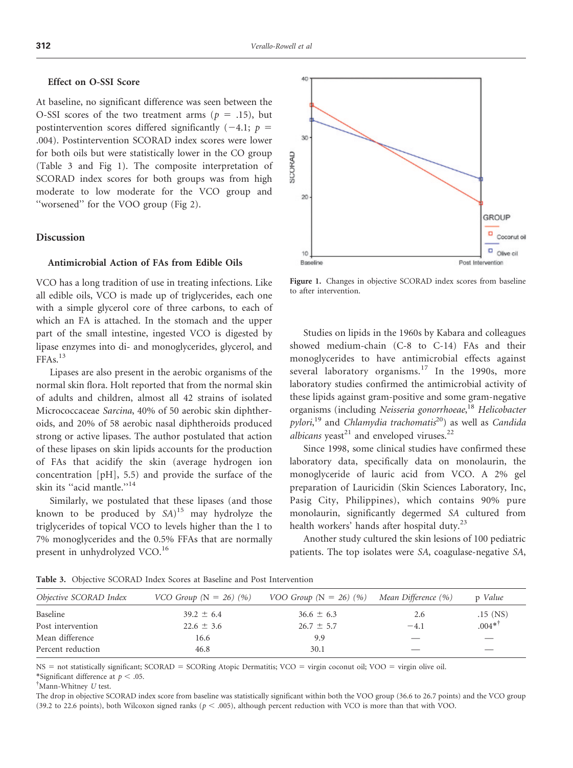### Effect on O-SSI Score

At baseline, no significant difference was seen between the O-SSI scores of the two treatment arms ($p$ = .15), but postintervention scores differed significantly (−4.1; $p$ = .004). Postintervention SCORAD index scores were lower for both oils but were statistically lower in the CO group (Table 3 and Fig 1). The composite interpretation of SCORAD index scores for both groups was from high moderate to low moderate for the VCO group and "worsened" for the VOO group (Fig 2).

Figure 1. Changes in objective SCORAD index scores from baseline to after intervention.

## Discussion

### Antimicrobial Action of FAs from Edible Oils

VCO has a long tradition of use in treating infections. Like all edible oils, VCO is made up of triglycerides, each one with a simple glycerol core of three carbons, to each of which an FA is attached. In the stomach and the upper part of the small intestine, ingested VCO is digested by lipase enzymes into di- and monoglycerides, glycerol, and FFAs.[13]

Lipases are also present in the aerobic organisms of the normal skin flora. Holt reported that from the normal skin of adults and children, almost all 42 strains of isolated Micrococcaceae *Sarcina*, 40% of 50 aerobic skin diphtheroids, and 20% of 58 aerobic nasal diphtheroids produced strong or active lipases. The author postulated that action of these lipases on skin lipids accounts for the production of FAs that acidify the skin (average hydrogen ion concentration [pH], 5.5) and provide the surface of the skin its "acid mantle."[14]

Similarly, we postulated that these lipases (and those known to be produced by *SA*)[15] may hydrolyze the triglycerides of topical VCO to levels higher than the 1 to 7% monoglycerides and the 0.5% FFAs that are normally present in unhydrolyzed VCO.[16]

Studies on lipids in the 1960s by Kabara and colleagues showed medium-chain (C-8 to C-14) FAs and their monoglycerides to have antimicrobial effects against several laboratory organisms.[17] In the 1990s, more laboratory studies confirmed the antimicrobial activity of these lipids against gram-positive and some gram-negative organisms (including *Neisseria gonorrhoeae*,[18] *Helicobacter pylori*,[19] and *Chlamydia trachomatis*[20]) as well as *Candida albicans* yeast[21] and enveloped viruses.[22]

Since 1998, some clinical studies have confirmed these laboratory data, specifically data on monolaurin, the monoglyceride of lauric acid from VCO. A 2% gel preparation of Lauricidin (Skin Sciences Laboratory, Inc, Pasig City, Philippines), which contains 90% pure monolaurin, significantly degermed *SA* cultured from health workers' hands after hospital duty.[23]

Another study cultured the skin lesions of 100 pediatric patients. The top isolates were *SA*, coagulase-negative *SA*,

Table 3. Objective SCORAD Index Scores at Baseline and Post Intervention

| *Objective SCORAD Index* | *VCO Group (N = 26) (%)* | *VOO Group (N = 26) (%)* | *Mean Difference (%)* | *p Value* |
|---|---|---|---|---|
| Baseline | 39.2 ± 6.4 | 36.6 ± 6.3 | 2.6 | .15 (NS) |
| Post intervention | 22.6 ± 3.6 | 26.7 ± 5.7 | −4.1 | .004*† |
| Mean difference | 16.6 | 9.9 | — | — |
| Percent reduction | 46.8 | 30.1 | — | — |

NS = not statistically significant; SCORAD = SCORing Atopic Dermatitis; VCO = virgin coconut oil; VOO = virgin olive oil.
*Significant difference at $p < .05$.
†Mann-Whitney $U$ test.
The drop in objective SCORAD index score from baseline was statistically significant within both the VOO group (36.6 to 26.7 points) and the VCO group (39.2 to 22.6 points), both Wilcoxon signed ranks ($p < .005$), although percent reduction with VCO is more than that with VOO.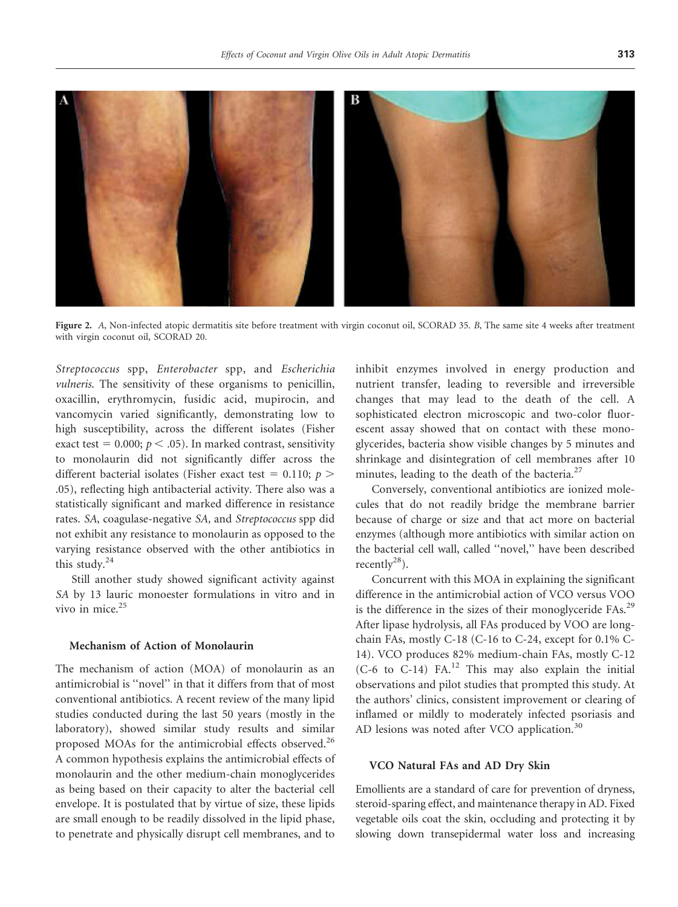Figure 2. *A*, Non-infected atopic dermatitis site before treatment with virgin coconut oil, SCORAD 35. *B*, The same site 4 weeks after treatment with virgin coconut oil, SCORAD 20.

*Streptococcus* spp, *Enterobacter* spp, and *Escherichia vulneris*. The sensitivity of these organisms to penicillin, oxacillin, erythromycin, fusidic acid, mupirocin, and vancomycin varied significantly, demonstrating low to high susceptibility, across the different isolates (Fisher exact test = 0.000; $p < .05$). In marked contrast, sensitivity to monolaurin did not significantly differ across the different bacterial isolates (Fisher exact test = 0.110; $p > .05$), reflecting high antibacterial activity. There also was a statistically significant and marked difference in resistance rates. *SA*, coagulase-negative *SA*, and *Streptococcus* spp did not exhibit any resistance to monolaurin as opposed to the varying resistance observed with the other antibiotics in this study.[24]

Still another study showed significant activity against *SA* by 13 lauric monoester formulations in vitro and in vivo in mice.[25]

### Mechanism of Action of Monolaurin

The mechanism of action (MOA) of monolaurin as an antimicrobial is "novel" in that it differs from that of most conventional antibiotics. A recent review of the many lipid studies conducted during the last 50 years (mostly in the laboratory), showed similar study results and similar proposed MOAs for the antimicrobial effects observed.[26] A common hypothesis explains the antimicrobial effects of monolaurin and the other medium-chain monoglycerides as being based on their capacity to alter the bacterial cell envelope. It is postulated that by virtue of size, these lipids are small enough to be readily dissolved in the lipid phase, to penetrate and physically disrupt cell membranes, and to inhibit enzymes involved in energy production and nutrient transfer, leading to reversible and irreversible changes that may lead to the death of the cell. A sophisticated electron microscopic and two-color fluorescent assay showed that on contact with these monoglycerides, bacteria show visible changes by 5 minutes and shrinkage and disintegration of cell membranes after 10 minutes, leading to the death of the bacteria.[27]

Conversely, conventional antibiotics are ionized molecules that do not readily bridge the membrane barrier because of charge or size and that act more on bacterial enzymes (although more antibiotics with similar action on the bacterial cell wall, called "novel," have been described recently[28]).

Concurrent with this MOA in explaining the significant difference in the antimicrobial action of VCO versus VOO is the difference in the sizes of their monoglyceride FAs.[29] After lipase hydrolysis, all FAs produced by VOO are long-chain FAs, mostly C-18 (C-16 to C-24, except for 0.1% C-14). VCO produces 82% medium-chain FAs, mostly C-12 (C-6 to C-14) FA.[12] This may also explain the initial observations and pilot studies that prompted this study. At the authors' clinics, consistent improvement or clearing of inflamed or mildly to moderately infected psoriasis and AD lesions was noted after VCO application.[30]

### VCO Natural FAs and AD Dry Skin

Emollients are a standard of care for prevention of dryness, steroid-sparing effect, and maintenance therapy in AD. Fixed vegetable oils coat the skin, occluding and protecting it by slowing down transepidermal water loss and increasing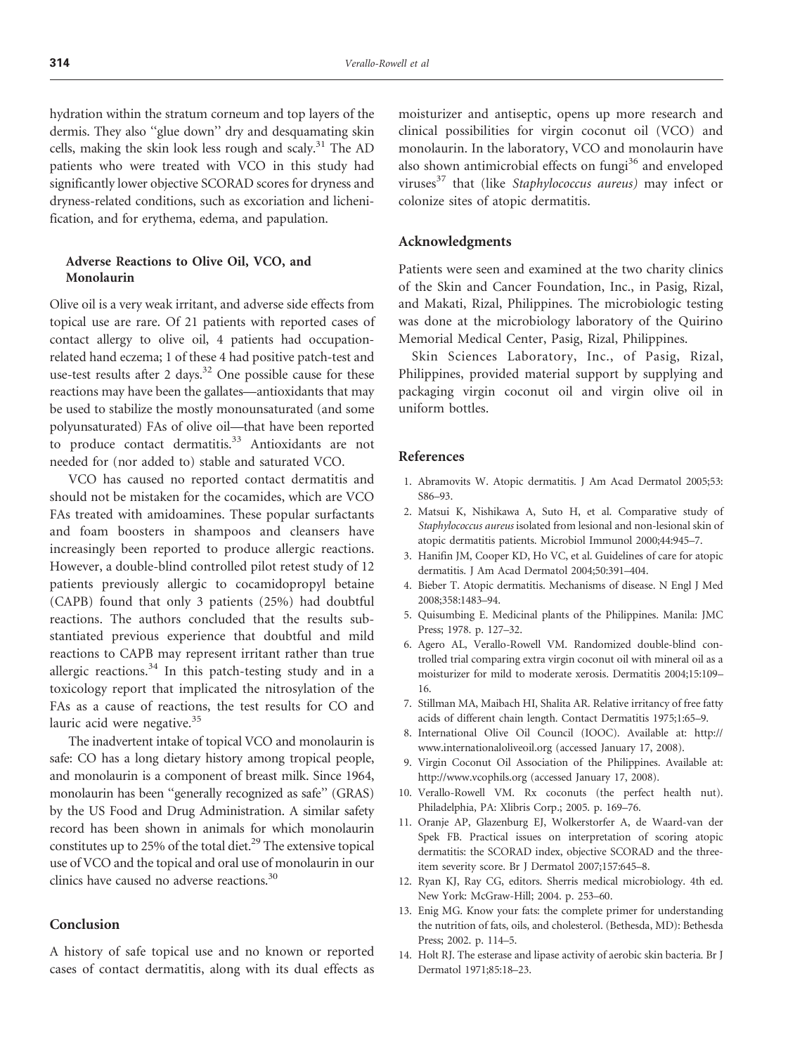hydration within the stratum corneum and top layers of the dermis. They also ''glue down'' dry and desquamating skin cells, making the skin look less rough and scaly.[31] The AD patients who were treated with VCO in this study had significantly lower objective SCORAD scores for dryness and dryness-related conditions, such as excoriation and lichenification, and for erythema, edema, and papulation.

### Adverse Reactions to Olive Oil, VCO, and Monolaurin

Olive oil is a very weak irritant, and adverse side effects from topical use are rare. Of 21 patients with reported cases of contact allergy to olive oil, 4 patients had occupation-related hand eczema; 1 of these 4 had positive patch-test and use-test results after 2 days.[32] One possible cause for these reactions may have been the gallates—antioxidants that may be used to stabilize the mostly monounsaturated (and some polyunsaturated) FAs of olive oil—that have been reported to produce contact dermatitis.[33] Antioxidants are not needed for (nor added to) stable and saturated VCO.

VCO has caused no reported contact dermatitis and should not be mistaken for the cocamides, which are VCO FAs treated with amidoamines. These popular surfactants and foam boosters in shampoos and cleansers have increasingly been reported to produce allergic reactions. However, a double-blind controlled pilot retest study of 12 patients previously allergic to cocamidopropyl betaine (CAPB) found that only 3 patients (25%) had doubtful reactions. The authors concluded that the results substantiated previous experience that doubtful and mild reactions to CAPB may represent irritant rather than true allergic reactions.[34] In this patch-testing study and in a toxicology report that implicated the nitrosylation of the FAs as a cause of reactions, the test results for CO and lauric acid were negative.[35]

The inadvertent intake of topical VCO and monolaurin is safe: CO has a long dietary history among tropical people, and monolaurin is a component of breast milk. Since 1964, monolaurin has been ''generally recognized as safe'' (GRAS) by the US Food and Drug Administration. A similar safety record has been shown in animals for which monolaurin constitutes up to 25% of the total diet.[29] The extensive topical use of VCO and the topical and oral use of monolaurin in our clinics have caused no adverse reactions.[30]

## Conclusion

A history of safe topical use and no known or reported cases of contact dermatitis, along with its dual effects as moisturizer and antiseptic, opens up more research and clinical possibilities for virgin coconut oil (VCO) and monolaurin. In the laboratory, VCO and monolaurin have also shown antimicrobial effects on fungi[36] and enveloped viruses[37] that (like *Staphylococcus aureus)* may infect or colonize sites of atopic dermatitis.

## Acknowledgments

Patients were seen and examined at the two charity clinics of the Skin and Cancer Foundation, Inc., in Pasig, Rizal, and Makati, Rizal, Philippines. The microbiologic testing was done at the microbiology laboratory of the Quirino Memorial Medical Center, Pasig, Rizal, Philippines.

Skin Sciences Laboratory, Inc., of Pasig, Rizal, Philippines, provided material support by supplying and packaging virgin coconut oil and virgin olive oil in uniform bottles.

## References

1. Abramovits W. Atopic dermatitis. J Am Acad Dermatol 2005;53: S86–93.
2. Matsui K, Nishikawa A, Suto H, et al. Comparative study of *Staphylococcus aureus* isolated from lesional and non-lesional skin of atopic dermatitis patients. Microbiol Immunol 2000;44:945–7.
3. Hanifin JM, Cooper KD, Ho VC, et al. Guidelines of care for atopic dermatitis. J Am Acad Dermatol 2004;50:391–404.
4. Bieber T. Atopic dermatitis. Mechanisms of disease. N Engl J Med 2008;358:1483–94.
5. Quisumbing E. Medicinal plants of the Philippines. Manila: JMC Press; 1978. p. 127–32.
6. Agero AL, Verallo-Rowell VM. Randomized double-blind controlled trial comparing extra virgin coconut oil with mineral oil as a moisturizer for mild to moderate xerosis. Dermatitis 2004;15:109–16.
7. Stillman MA, Maibach HI, Shalita AR. Relative irritancy of free fatty acids of different chain length. Contact Dermatitis 1975;1:65–9.
8. International Olive Oil Council (IOOC). Available at: http://www.internationaloliveoil.org (accessed January 17, 2008).
9. Virgin Coconut Oil Association of the Philippines. Available at: http://www.vcophils.org (accessed January 17, 2008).
10. Verallo-Rowell VM. Rx coconuts (the perfect health nut). Philadelphia, PA: Xlibris Corp.; 2005. p. 169–76.
11. Oranje AP, Glazenburg EJ, Wolkerstorfer A, de Waard-van der Spek FB. Practical issues on interpretation of scoring atopic dermatitis: the SCORAD index, objective SCORAD and the three-item severity score. Br J Dermatol 2007;157:645–8.
12. Ryan KJ, Ray CG, editors. Sherris medical microbiology. 4th ed. New York: McGraw-Hill; 2004. p. 253–60.
13. Enig MG. Know your fats: the complete primer for understanding the nutrition of fats, oils, and cholesterol. (Bethesda, MD): Bethesda Press; 2002. p. 114–5.
14. Holt RJ. The esterase and lipase activity of aerobic skin bacteria. Br J Dermatol 1971;85:18–23.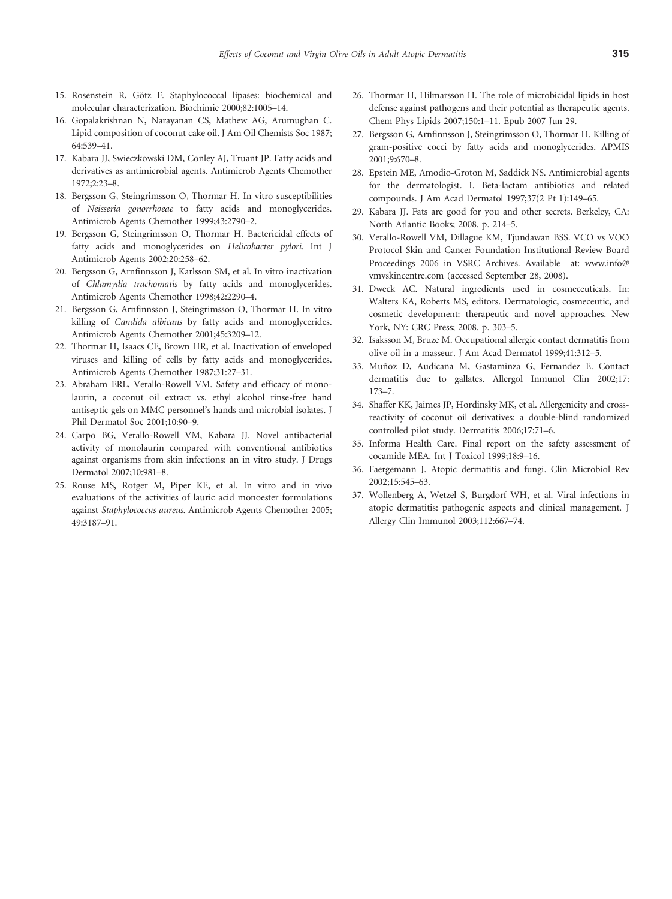15. Rosenstein R, Götz F. Staphylococcal lipases: biochemical and molecular characterization. Biochimie 2000;82:1005–14.
16. Gopalakrishnan N, Narayanan CS, Mathew AG, Arumughan C. Lipid composition of coconut cake oil. J Am Oil Chemists Soc 1987; 64:539–41.
17. Kabara JJ, Swieczkowski DM, Conley AJ, Truant JP. Fatty acids and derivatives as antimicrobial agents. Antimicrob Agents Chemother 1972;2:23–8.
18. Bergsson G, Steingrimsson O, Thormar H. In vitro susceptibilities of *Neisseria gonorrhoeae* to fatty acids and monoglycerides. Antimicrob Agents Chemother 1999;43:2790–2.
19. Bergsson G, Steingrimsson O, Thormar H. Bactericidal effects of fatty acids and monoglycerides on *Helicobacter pylori*. Int J Antimicrob Agents 2002;20:258–62.
20. Bergsson G, Arnfinnsson J, Karlsson SM, et al. In vitro inactivation of *Chlamydia trachomatis* by fatty acids and monoglycerides. Antimicrob Agents Chemother 1998;42:2290–4.
21. Bergsson G, Arnfinnsson J, Steingrimsson O, Thormar H. In vitro killing of *Candida albicans* by fatty acids and monoglycerides. Antimicrob Agents Chemother 2001;45:3209–12.
22. Thormar H, Isaacs CE, Brown HR, et al. Inactivation of enveloped viruses and killing of cells by fatty acids and monoglycerides. Antimicrob Agents Chemother 1987;31:27–31.
23. Abraham ERL, Verallo-Rowell VM. Safety and efficacy of monolaurin, a coconut oil extract vs. ethyl alcohol rinse-free hand antiseptic gels on MMC personnel's hands and microbial isolates. J Phil Dermatol Soc 2001;10:90–9.
24. Carpo BG, Verallo-Rowell VM, Kabara JJ. Novel antibacterial activity of monolaurin compared with conventional antibiotics against organisms from skin infections: an in vitro study. J Drugs Dermatol 2007;10:981–8.
25. Rouse MS, Rotger M, Piper KE, et al. In vitro and in vivo evaluations of the activities of lauric acid monoester formulations against *Staphylococcus aureus*. Antimicrob Agents Chemother 2005; 49:3187–91.
26. Thormar H, Hilmarsson H. The role of microbicidal lipids in host defense against pathogens and their potential as therapeutic agents. Chem Phys Lipids 2007;150:1–11. Epub 2007 Jun 29.
27. Bergsson G, Arnfinnsson J, Steingrimsson O, Thormar H. Killing of gram-positive cocci by fatty acids and monoglycerides. APMIS 2001;9:670–8.
28. Epstein ME, Amodio-Groton M, Saddick NS. Antimicrobial agents for the dermatologist. I. Beta-lactam antibiotics and related compounds. J Am Acad Dermatol 1997;37(2 Pt 1):149–65.
29. Kabara JJ. Fats are good for you and other secrets. Berkeley, CA: North Atlantic Books; 2008. p. 214–5.
30. Verallo-Rowell VM, Dillague KM, Tjundawan BSS. VCO vs VOO Protocol Skin and Cancer Foundation Institutional Review Board Proceedings 2006 in VSRC Archives. Available at: www.info@vmvskincentre.com (accessed September 28, 2008).
31. Dweck AC. Natural ingredients used in cosmeceuticals. In: Walters KA, Roberts MS, editors. Dermatologic, cosmeceutic, and cosmetic development: therapeutic and novel approaches. New York, NY: CRC Press; 2008. p. 303–5.
32. Isaksson M, Bruze M. Occupational allergic contact dermatitis from olive oil in a masseur. J Am Acad Dermatol 1999;41:312–5.
33. Muñoz D, Audicana M, Gastaminza G, Fernandez E. Contact dermatitis due to gallates. Allergol Inmunol Clin 2002;17: 173–7.
34. Shaffer KK, Jaimes JP, Hordinsky MK, et al. Allergenicity and cross-reactivity of coconut oil derivatives: a double-blind randomized controlled pilot study. Dermatitis 2006;17:71–6.
35. Informa Health Care. Final report on the safety assessment of cocamide MEA. Int J Toxicol 1999;18:9–16.
36. Faergemann J. Atopic dermatitis and fungi. Clin Microbiol Rev 2002;15:545–63.
37. Wollenberg A, Wetzel S, Burgdorf WH, et al. Viral infections in atopic dermatitis: pathogenic aspects and clinical management. J Allergy Clin Immunol 2003;112:667–74.